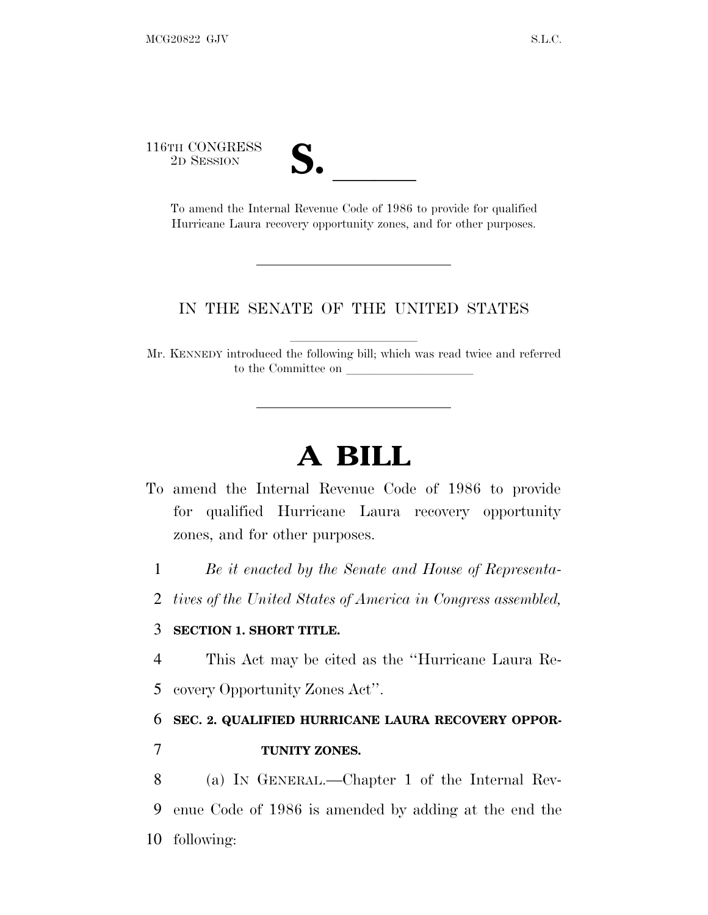116TH CONGRESS
2D SESSION

# S. \_\_\_\_\_\_

To amend the Internal Revenue Code of 1986 to provide for qualified Hurricane Laura recovery opportunity zones, and for other purposes.

---

IN THE SENATE OF THE UNITED STATES

Mr. KENNEDY introduced the following bill; which was read twice and referred to the Committee on \_\_\_\_\_\_\_\_\_\_\_\_\_\_\_\_\_\_\_\_

---

# A BILL

To amend the Internal Revenue Code of 1986 to provide for qualified Hurricane Laura recovery opportunity zones, and for other purposes.

1 *Be it enacted by the Senate and House of Representa-*
2 *tives of the United States of America in Congress assembled,*

3 **SECTION 1. SHORT TITLE.**

4 This Act may be cited as the "Hurricane Laura Re-
5 covery Opportunity Zones Act".

6 **SEC. 2. QUALIFIED HURRICANE LAURA RECOVERY OPPOR-**
7 **TUNITY ZONES.**

8 (a) IN GENERAL.—Chapter 1 of the Internal Rev-
9 enue Code of 1986 is amended by adding at the end the
10 following: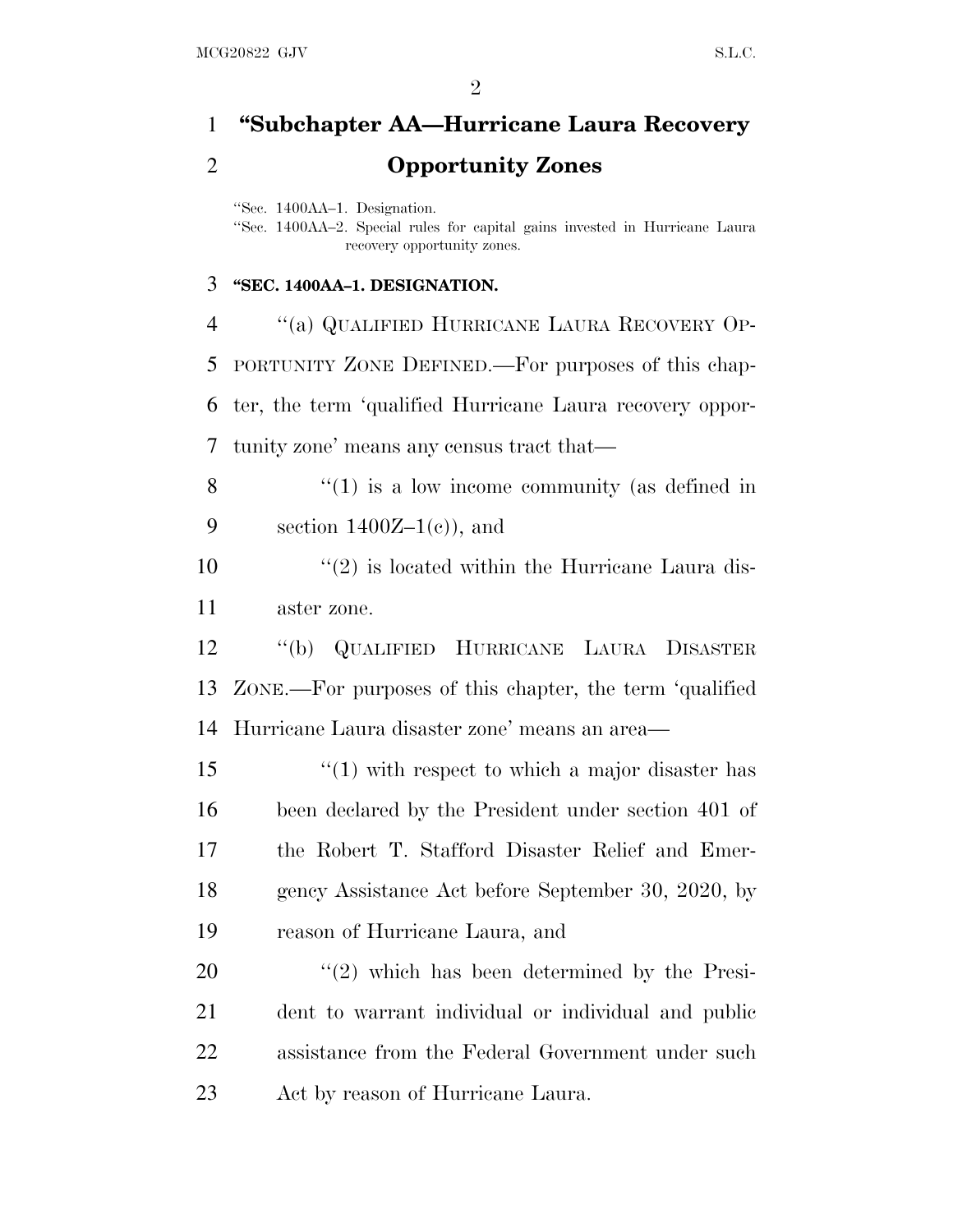# "Subchapter AA—Hurricane Laura Recovery Opportunity Zones

"Sec. 1400AA–1. Designation.
"Sec. 1400AA–2. Special rules for capital gains invested in Hurricane Laura recovery opportunity zones.

**"SEC. 1400AA–1. DESIGNATION.**

"(a) QUALIFIED HURRICANE LAURA RECOVERY OPPORTUNITY ZONE DEFINED.—For purposes of this chapter, the term 'qualified Hurricane Laura recovery opportunity zone' means any census tract that—

"(1) is a low income community (as defined in section 1400Z–1(c)), and

"(2) is located within the Hurricane Laura disaster zone.

"(b) QUALIFIED HURRICANE LAURA DISASTER ZONE.—For purposes of this chapter, the term 'qualified Hurricane Laura disaster zone' means an area—

"(1) with respect to which a major disaster has been declared by the President under section 401 of the Robert T. Stafford Disaster Relief and Emergency Assistance Act before September 30, 2020, by reason of Hurricane Laura, and

"(2) which has been determined by the President to warrant individual or individual and public assistance from the Federal Government under such Act by reason of Hurricane Laura.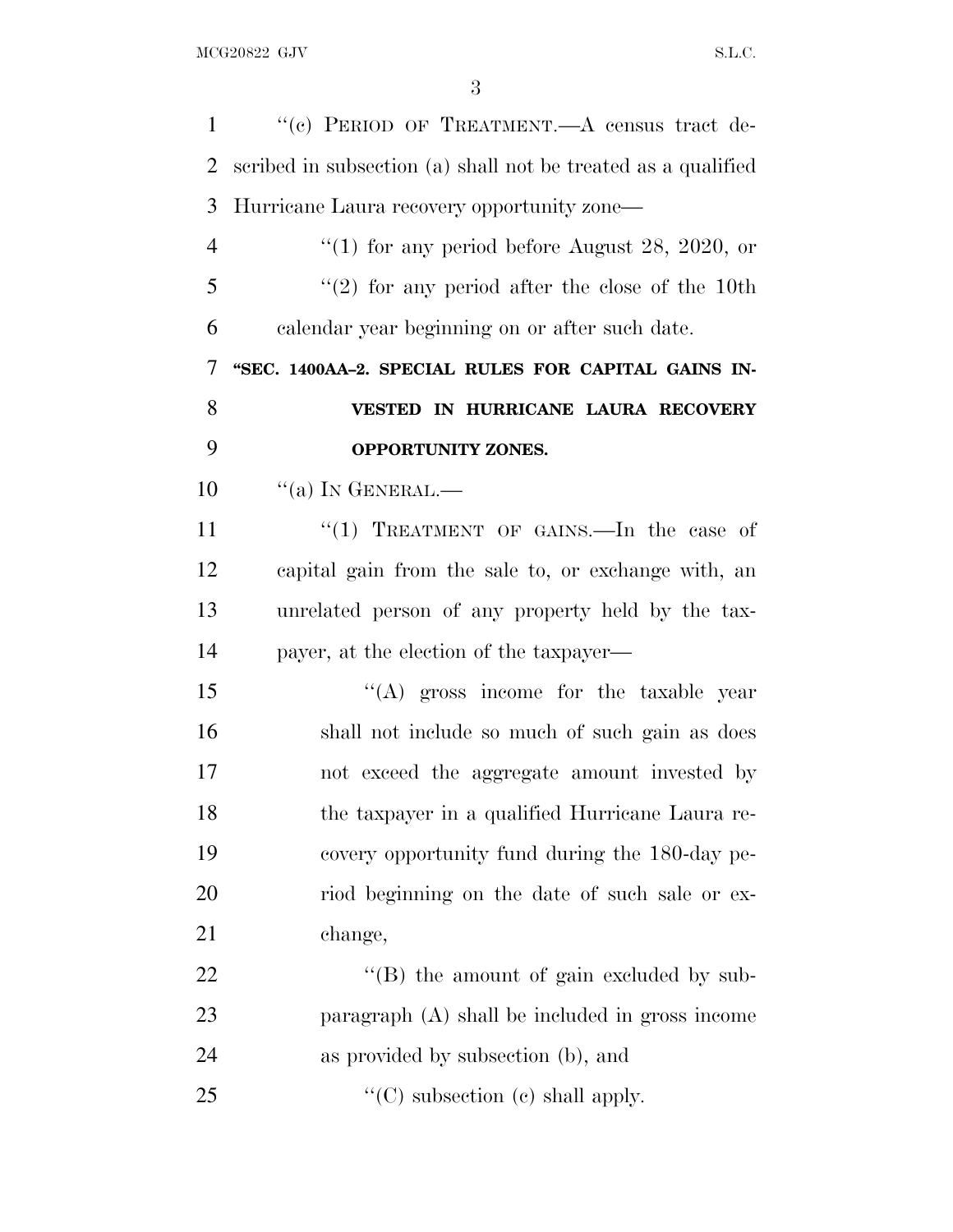"(c) PERIOD OF TREATMENT.—A census tract described in subsection (a) shall not be treated as a qualified Hurricane Laura recovery opportunity zone—

"(1) for any period before August 28, 2020, or

"(2) for any period after the close of the 10th calendar year beginning on or after such date.

**"SEC. 1400AA–2. SPECIAL RULES FOR CAPITAL GAINS INVESTED IN HURRICANE LAURA RECOVERY OPPORTUNITY ZONES.**

"(a) IN GENERAL.—

"(1) TREATMENT OF GAINS.—In the case of capital gain from the sale to, or exchange with, an unrelated person of any property held by the taxpayer, at the election of the taxpayer—

"(A) gross income for the taxable year shall not include so much of such gain as does not exceed the aggregate amount invested by the taxpayer in a qualified Hurricane Laura recovery opportunity fund during the 180-day period beginning on the date of such sale or exchange,

"(B) the amount of gain excluded by subparagraph (A) shall be included in gross income as provided by subsection (b), and

"(C) subsection (c) shall apply.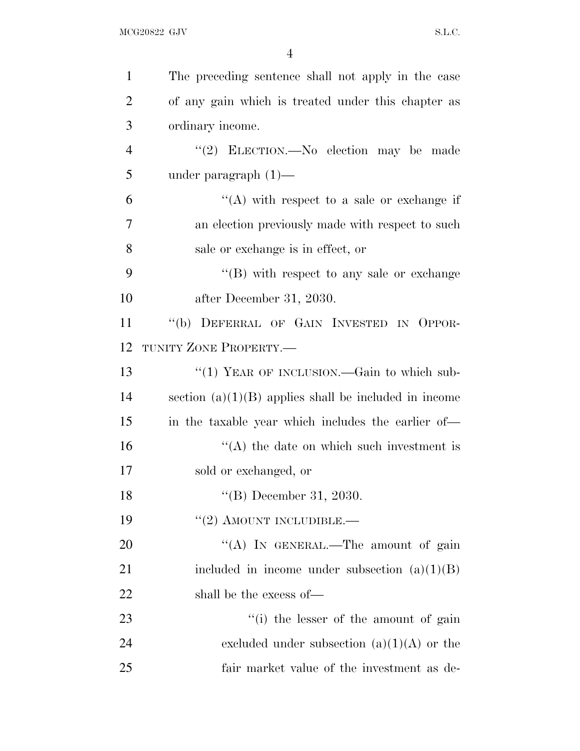The preceding sentence shall not apply in the case of any gain which is treated under this chapter as ordinary income.

"(2) ELECTION.—No election may be made under paragraph (1)—

"(A) with respect to a sale or exchange if an election previously made with respect to such sale or exchange is in effect, or

"(B) with respect to any sale or exchange after December 31, 2030.

"(b) DEFERRAL OF GAIN INVESTED IN OPPORTUNITY ZONE PROPERTY.—

"(1) YEAR OF INCLUSION.—Gain to which subsection (a)(1)(B) applies shall be included in income in the taxable year which includes the earlier of—

"(A) the date on which such investment is sold or exchanged, or

"(B) December 31, 2030.

"(2) AMOUNT INCLUDIBLE.—

"(A) IN GENERAL.—The amount of gain included in income under subsection (a)(1)(B) shall be the excess of—

"(i) the lesser of the amount of gain excluded under subsection (a)(1)(A) or the fair market value of the investment as de-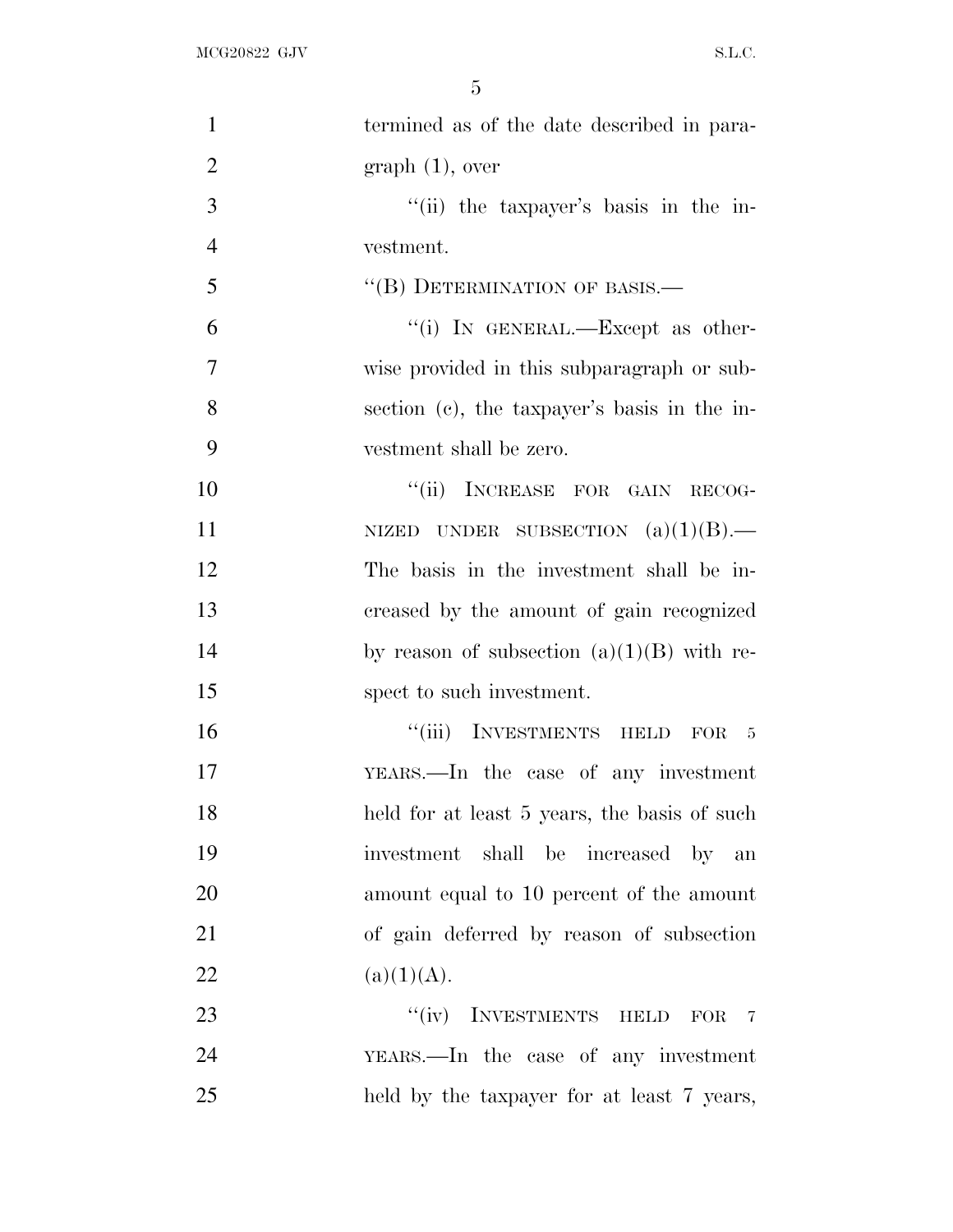termined as of the date described in paragraph (1), over

"(ii) the taxpayer's basis in the investment.

"(B) DETERMINATION OF BASIS.—

"(i) IN GENERAL.—Except as otherwise provided in this subparagraph or subsection (c), the taxpayer's basis in the investment shall be zero.

"(ii) INCREASE FOR GAIN RECOGNIZED UNDER SUBSECTION (a)(1)(B).—The basis in the investment shall be increased by the amount of gain recognized by reason of subsection (a)(1)(B) with respect to such investment.

"(iii) INVESTMENTS HELD FOR 5 YEARS.—In the case of any investment held for at least 5 years, the basis of such investment shall be increased by an amount equal to 10 percent of the amount of gain deferred by reason of subsection (a)(1)(A).

"(iv) INVESTMENTS HELD FOR 7 YEARS.—In the case of any investment held by the taxpayer for at least 7 years,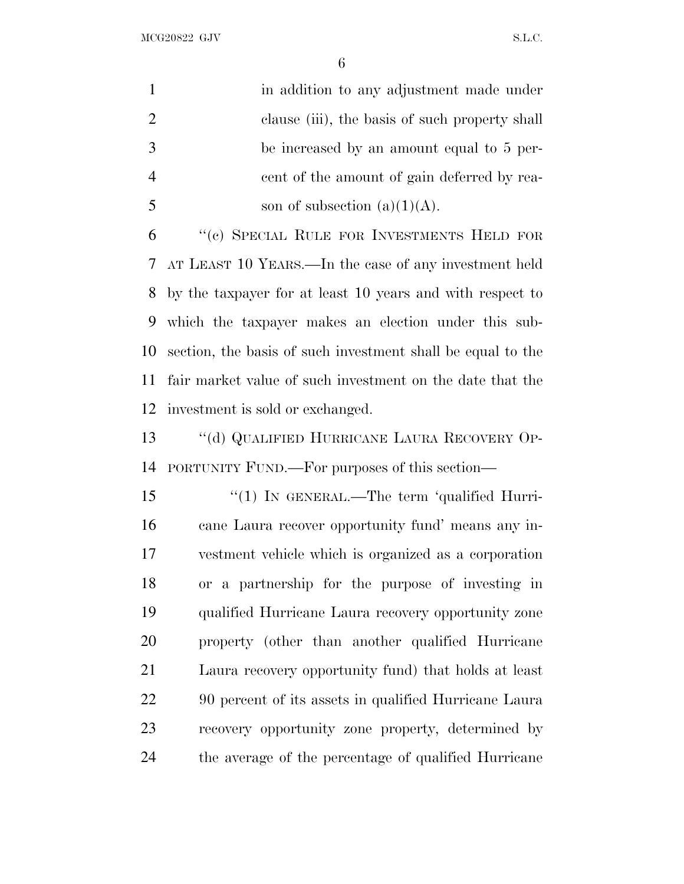in addition to any adjustment made under clause (iii), the basis of such property shall be increased by an amount equal to 5 percent of the amount of gain deferred by reason of subsection (a)(1)(A).

"(c) SPECIAL RULE FOR INVESTMENTS HELD FOR AT LEAST 10 YEARS.—In the case of any investment held by the taxpayer for at least 10 years and with respect to which the taxpayer makes an election under this subsection, the basis of such investment shall be equal to the fair market value of such investment on the date that the investment is sold or exchanged.

"(d) QUALIFIED HURRICANE LAURA RECOVERY OPPORTUNITY FUND.—For purposes of this section—

"(1) IN GENERAL.—The term 'qualified Hurricane Laura recover opportunity fund' means any investment vehicle which is organized as a corporation or a partnership for the purpose of investing in qualified Hurricane Laura recovery opportunity zone property (other than another qualified Hurricane Laura recovery opportunity fund) that holds at least 90 percent of its assets in qualified Hurricane Laura recovery opportunity zone property, determined by the average of the percentage of qualified Hurricane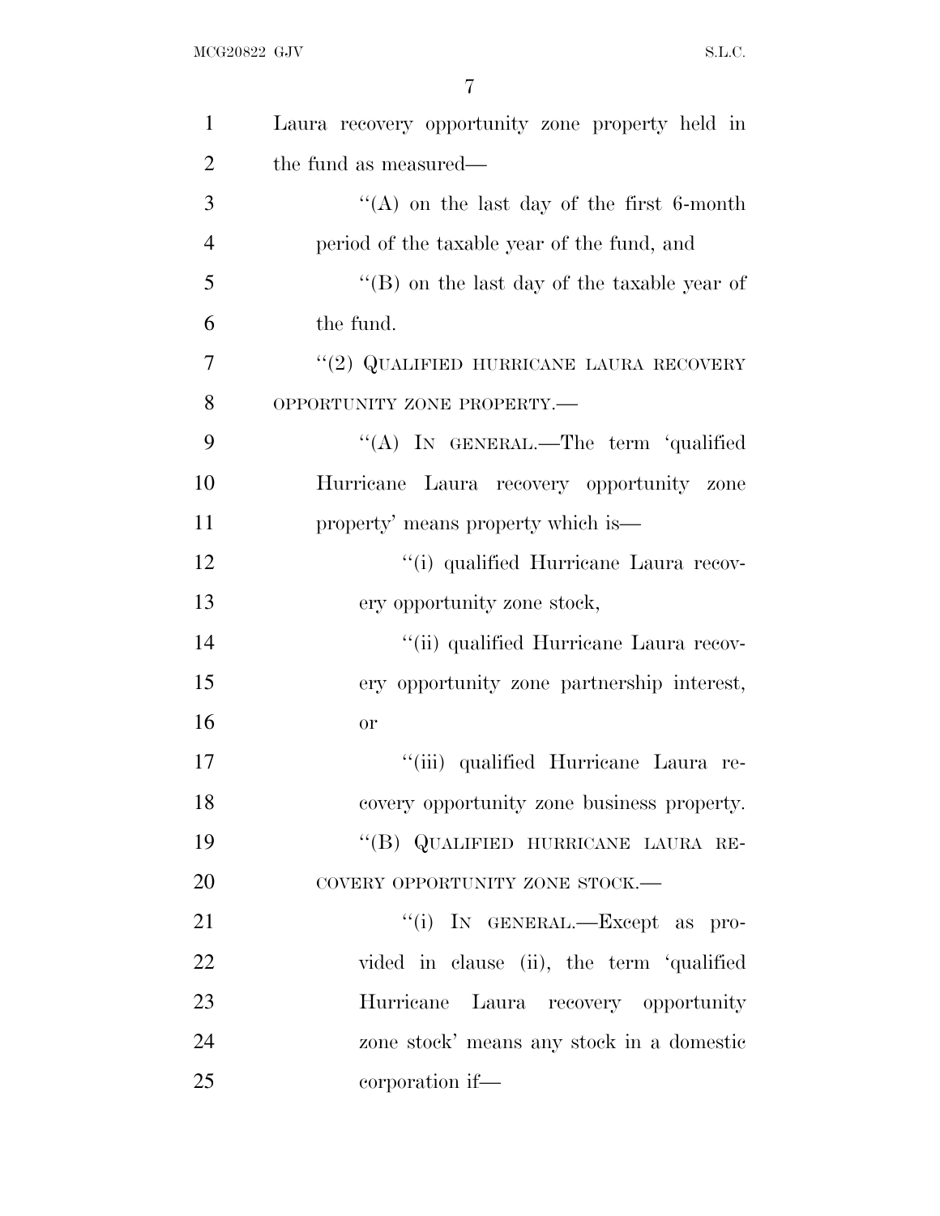Laura recovery opportunity zone property held in the fund as measured—

"(A) on the last day of the first 6-month period of the taxable year of the fund, and

"(B) on the last day of the taxable year of the fund.

"(2) QUALIFIED HURRICANE LAURA RECOVERY OPPORTUNITY ZONE PROPERTY.—

"(A) IN GENERAL.—The term 'qualified Hurricane Laura recovery opportunity zone property' means property which is—

"(i) qualified Hurricane Laura recovery opportunity zone stock,

"(ii) qualified Hurricane Laura recovery opportunity zone partnership interest, or

"(iii) qualified Hurricane Laura recovery opportunity zone business property.

"(B) QUALIFIED HURRICANE LAURA RECOVERY OPPORTUNITY ZONE STOCK.—

"(i) IN GENERAL.—Except as provided in clause (ii), the term 'qualified Hurricane Laura recovery opportunity zone stock' means any stock in a domestic corporation if—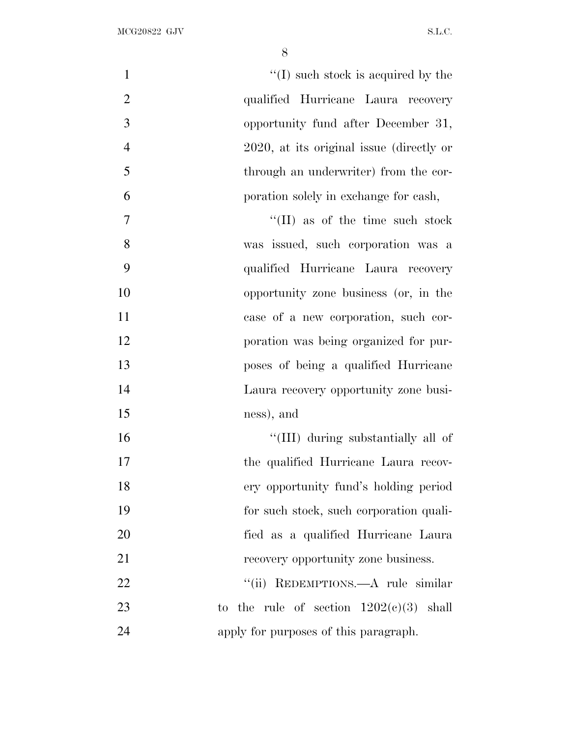''(I) such stock is acquired by the qualified Hurricane Laura recovery opportunity fund after December 31, 2020, at its original issue (directly or through an underwriter) from the corporation solely in exchange for cash,

''(II) as of the time such stock was issued, such corporation was a qualified Hurricane Laura recovery opportunity zone business (or, in the case of a new corporation, such corporation was being organized for purposes of being a qualified Hurricane Laura recovery opportunity zone business), and

''(III) during substantially all of the qualified Hurricane Laura recovery opportunity fund's holding period for such stock, such corporation qualified as a qualified Hurricane Laura recovery opportunity zone business.

''(ii) REDEMPTIONS.—A rule similar to the rule of section 1202(c)(3) shall apply for purposes of this paragraph.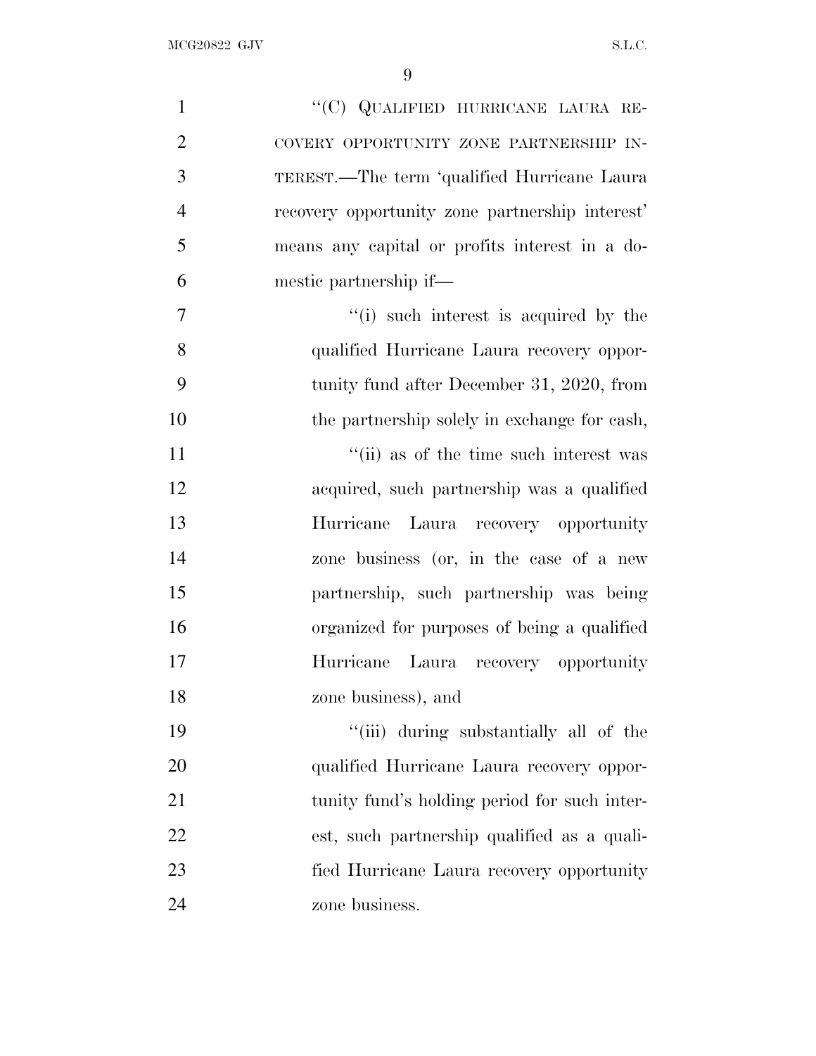"(C) QUALIFIED HURRICANE LAURA RECOVERY OPPORTUNITY ZONE PARTNERSHIP INTEREST.—The term 'qualified Hurricane Laura recovery opportunity zone partnership interest' means any capital or profits interest in a domestic partnership if—

"(i) such interest is acquired by the qualified Hurricane Laura recovery opportunity fund after December 31, 2020, from the partnership solely in exchange for cash,

"(ii) as of the time such interest was acquired, such partnership was a qualified Hurricane Laura recovery opportunity zone business (or, in the case of a new partnership, such partnership was being organized for purposes of being a qualified Hurricane Laura recovery opportunity zone business), and

"(iii) during substantially all of the qualified Hurricane Laura recovery opportunity fund's holding period for such interest, such partnership qualified as a qualified Hurricane Laura recovery opportunity zone business.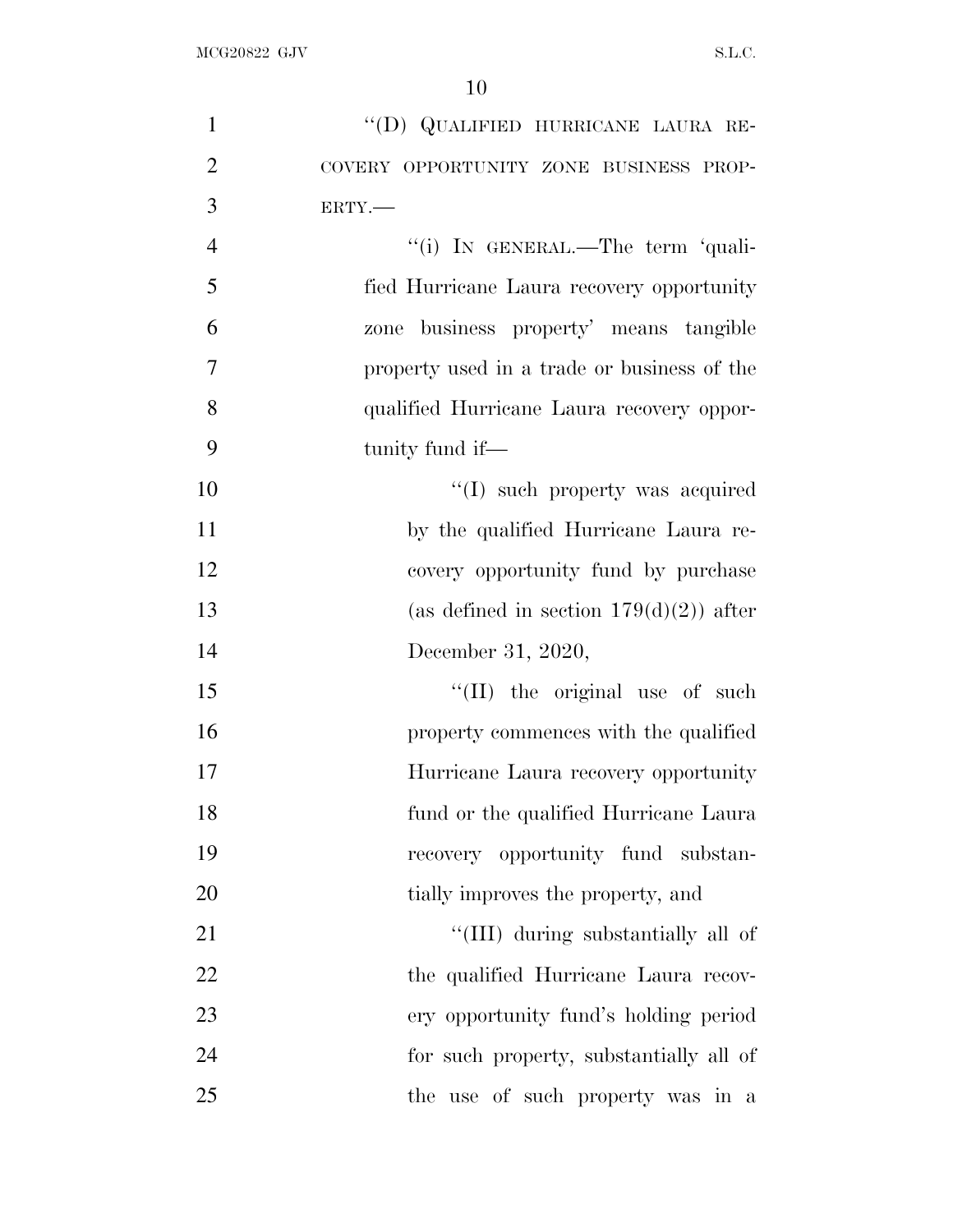"(D) QUALIFIED HURRICANE LAURA RECOVERY OPPORTUNITY ZONE BUSINESS PROPERTY.—

"(i) IN GENERAL.—The term 'qualified Hurricane Laura recovery opportunity zone business property' means tangible property used in a trade or business of the qualified Hurricane Laura recovery opportunity fund if—

"(I) such property was acquired by the qualified Hurricane Laura recovery opportunity fund by purchase (as defined in section 179(d)(2)) after December 31, 2020,

"(II) the original use of such property commences with the qualified Hurricane Laura recovery opportunity fund or the qualified Hurricane Laura recovery opportunity fund substantially improves the property, and

"(III) during substantially all of the qualified Hurricane Laura recovery opportunity fund's holding period for such property, substantially all of the use of such property was in a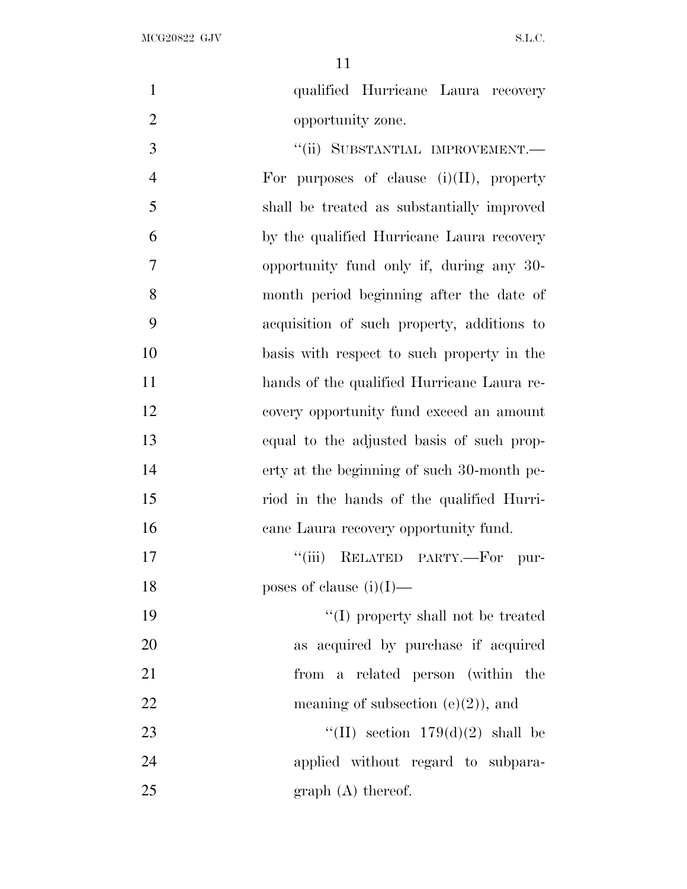qualified Hurricane Laura recovery opportunity zone.

"(ii) SUBSTANTIAL IMPROVEMENT.—For purposes of clause (i)(II), property shall be treated as substantially improved by the qualified Hurricane Laura recovery opportunity fund only if, during any 30-month period beginning after the date of acquisition of such property, additions to basis with respect to such property in the hands of the qualified Hurricane Laura recovery opportunity fund exceed an amount equal to the adjusted basis of such property at the beginning of such 30-month period in the hands of the qualified Hurricane Laura recovery opportunity fund.

"(iii) RELATED PARTY.—For purposes of clause (i)(I)—

"(I) property shall not be treated as acquired by purchase if acquired from a related person (within the meaning of subsection (e)(2)), and

"(II) section 179(d)(2) shall be applied without regard to subparagraph (A) thereof.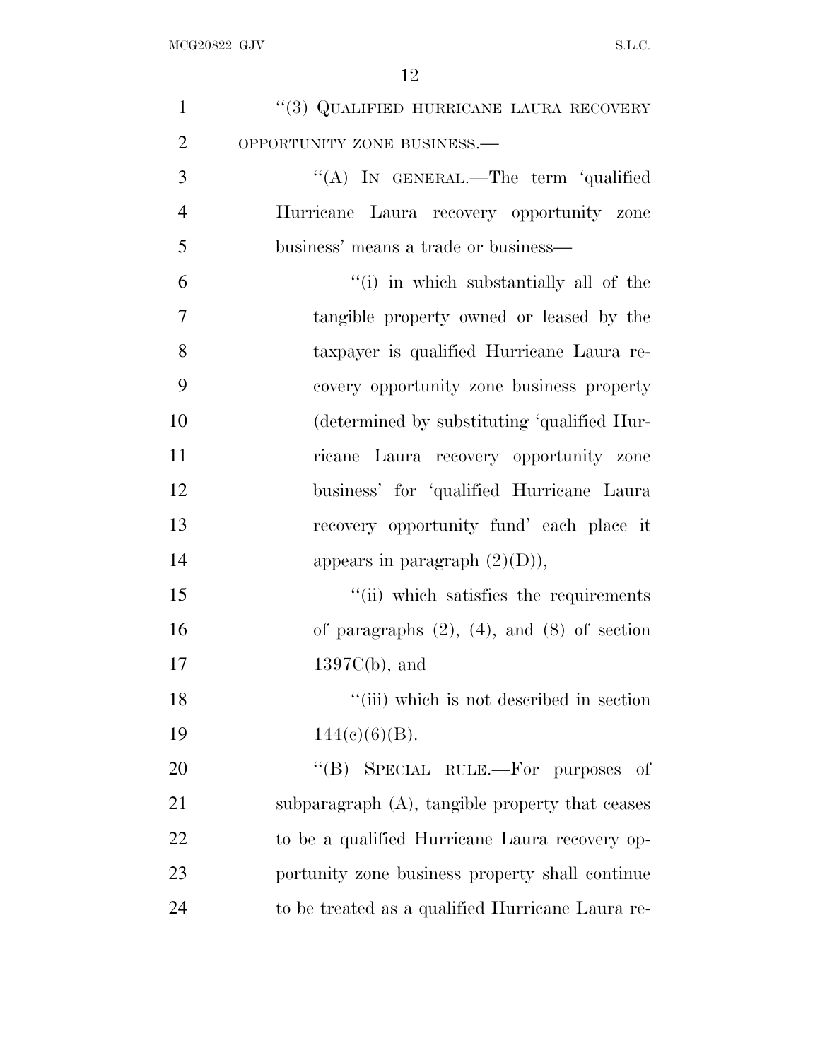"(3) QUALIFIED HURRICANE LAURA RECOVERY OPPORTUNITY ZONE BUSINESS.—

"(A) IN GENERAL.—The term 'qualified Hurricane Laura recovery opportunity zone business' means a trade or business—

"(i) in which substantially all of the tangible property owned or leased by the taxpayer is qualified Hurricane Laura recovery opportunity zone business property (determined by substituting 'qualified Hurricane Laura recovery opportunity zone business' for 'qualified Hurricane Laura recovery opportunity fund' each place it appears in paragraph (2)(D)),

"(ii) which satisfies the requirements of paragraphs (2), (4), and (8) of section 1397C(b), and

"(iii) which is not described in section 144(c)(6)(B).

"(B) SPECIAL RULE.—For purposes of subparagraph (A), tangible property that ceases to be a qualified Hurricane Laura recovery opportunity zone business property shall continue to be treated as a qualified Hurricane Laura re-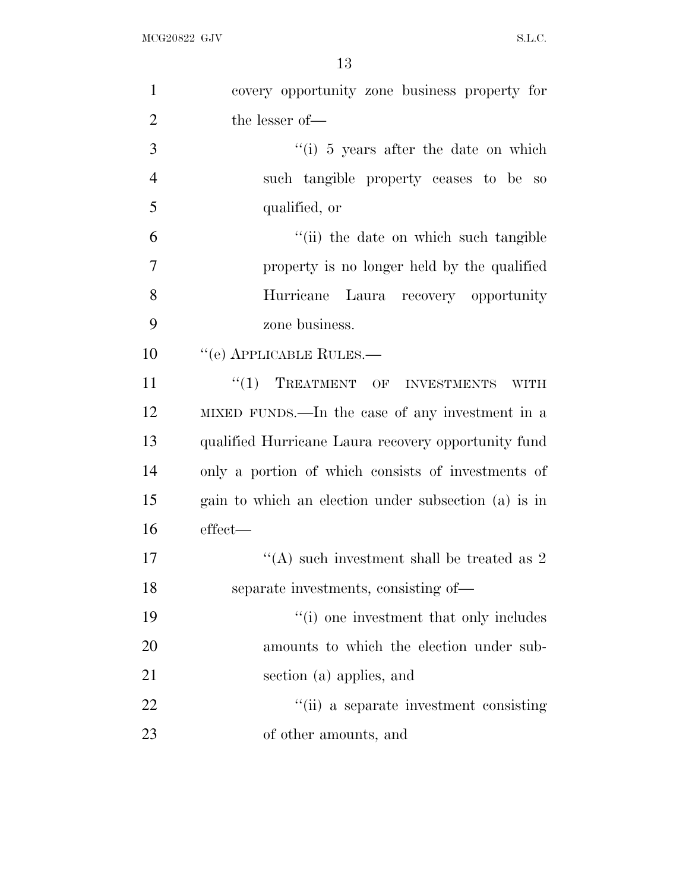covery opportunity zone business property for the lesser of—

''(i) 5 years after the date on which such tangible property ceases to be so qualified, or

''(ii) the date on which such tangible property is no longer held by the qualified Hurricane Laura recovery opportunity zone business.

''(e) APPLICABLE RULES.—

''(1) TREATMENT OF INVESTMENTS WITH MIXED FUNDS.—In the case of any investment in a qualified Hurricane Laura recovery opportunity fund only a portion of which consists of investments of gain to which an election under subsection (a) is in effect—

''(A) such investment shall be treated as 2 separate investments, consisting of—

''(i) one investment that only includes amounts to which the election under subsection (a) applies, and

''(ii) a separate investment consisting of other amounts, and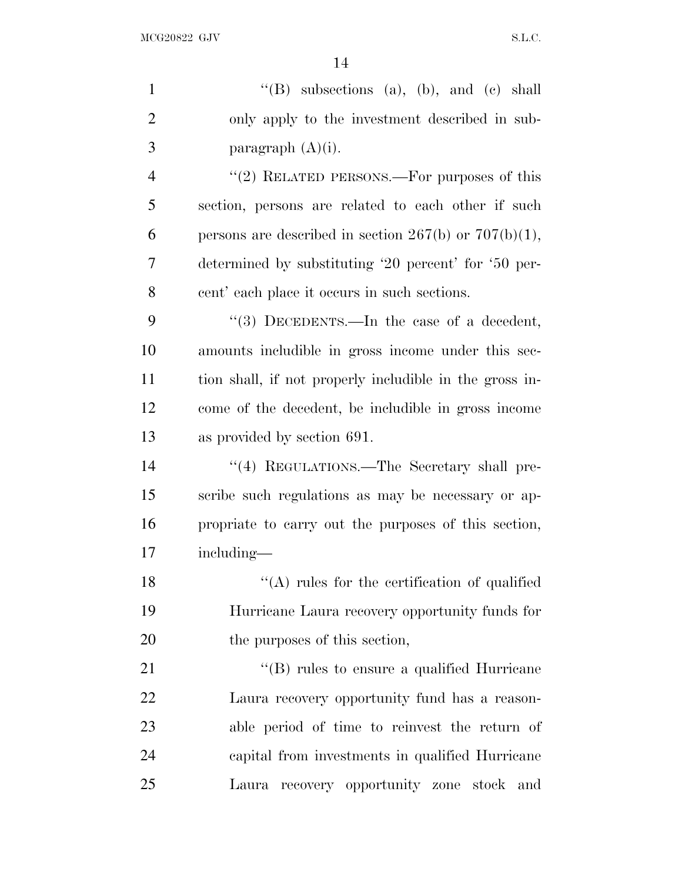''(B) subsections (a), (b), and (c) shall only apply to the investment described in subparagraph (A)(i).

''(2) RELATED PERSONS.—For purposes of this section, persons are related to each other if such persons are described in section 267(b) or 707(b)(1), determined by substituting '20 percent' for '50 percent' each place it occurs in such sections.

''(3) DECEDENTS.—In the case of a decedent, amounts includible in gross income under this section shall, if not properly includible in the gross income of the decedent, be includible in gross income as provided by section 691.

''(4) REGULATIONS.—The Secretary shall prescribe such regulations as may be necessary or appropriate to carry out the purposes of this section, including—

''(A) rules for the certification of qualified Hurricane Laura recovery opportunity funds for the purposes of this section,

''(B) rules to ensure a qualified Hurricane Laura recovery opportunity fund has a reasonable period of time to reinvest the return of capital from investments in qualified Hurricane Laura recovery opportunity zone stock and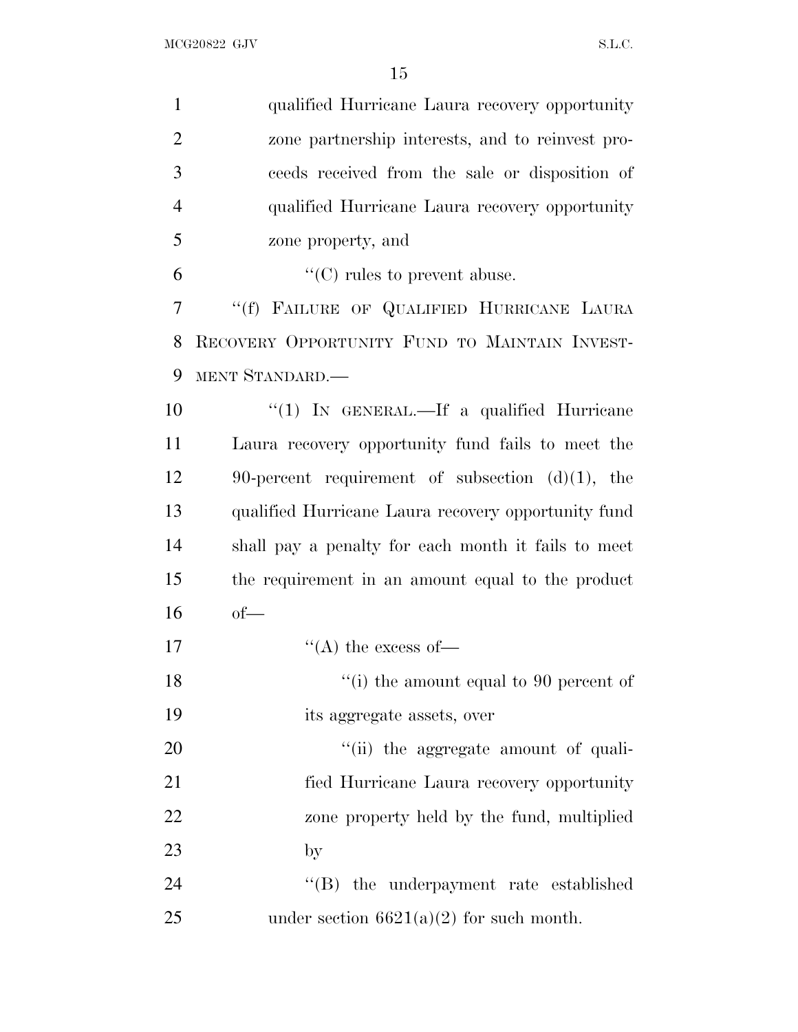qualified Hurricane Laura recovery opportunity zone partnership interests, and to reinvest proceeds received from the sale or disposition of qualified Hurricane Laura recovery opportunity zone property, and

"(C) rules to prevent abuse.

"(f) FAILURE OF QUALIFIED HURRICANE LAURA RECOVERY OPPORTUNITY FUND TO MAINTAIN INVESTMENT STANDARD.—

"(1) IN GENERAL.—If a qualified Hurricane Laura recovery opportunity fund fails to meet the 90-percent requirement of subsection (d)(1), the qualified Hurricane Laura recovery opportunity fund shall pay a penalty for each month it fails to meet the requirement in an amount equal to the product of—

"(A) the excess of—

"(i) the amount equal to 90 percent of its aggregate assets, over

"(ii) the aggregate amount of qualified Hurricane Laura recovery opportunity zone property held by the fund, multiplied by

"(B) the underpayment rate established under section 6621(a)(2) for such month.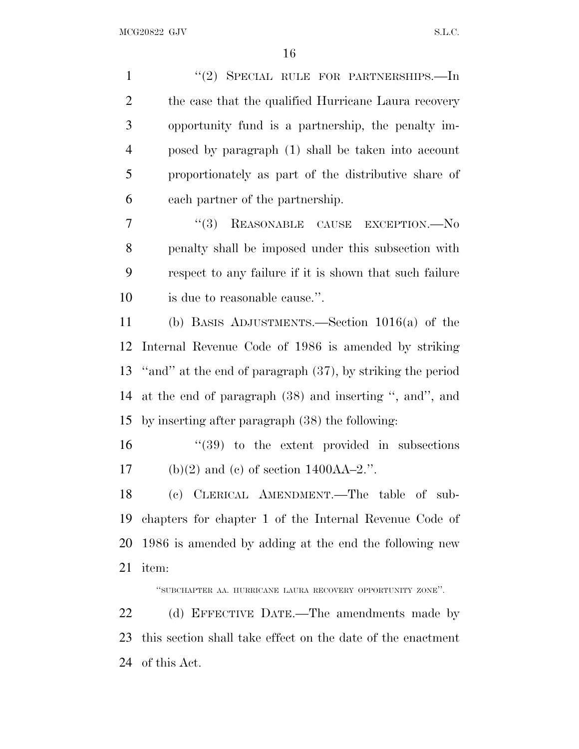"(2) SPECIAL RULE FOR PARTNERSHIPS.—In the case that the qualified Hurricane Laura recovery opportunity fund is a partnership, the penalty imposed by paragraph (1) shall be taken into account proportionately as part of the distributive share of each partner of the partnership.

"(3) REASONABLE CAUSE EXCEPTION.—No penalty shall be imposed under this subsection with respect to any failure if it is shown that such failure is due to reasonable cause.".

(b) BASIS ADJUSTMENTS.—Section 1016(a) of the Internal Revenue Code of 1986 is amended by striking "and" at the end of paragraph (37), by striking the period at the end of paragraph (38) and inserting ", and", and by inserting after paragraph (38) the following:

"(39) to the extent provided in subsections (b)(2) and (c) of section 1400AA–2.".

(c) CLERICAL AMENDMENT.—The table of subchapters for chapter 1 of the Internal Revenue Code of 1986 is amended by adding at the end the following new item:

"SUBCHAPTER AA. HURRICANE LAURA RECOVERY OPPORTUNITY ZONE".

(d) EFFECTIVE DATE.—The amendments made by this section shall take effect on the date of the enactment of this Act.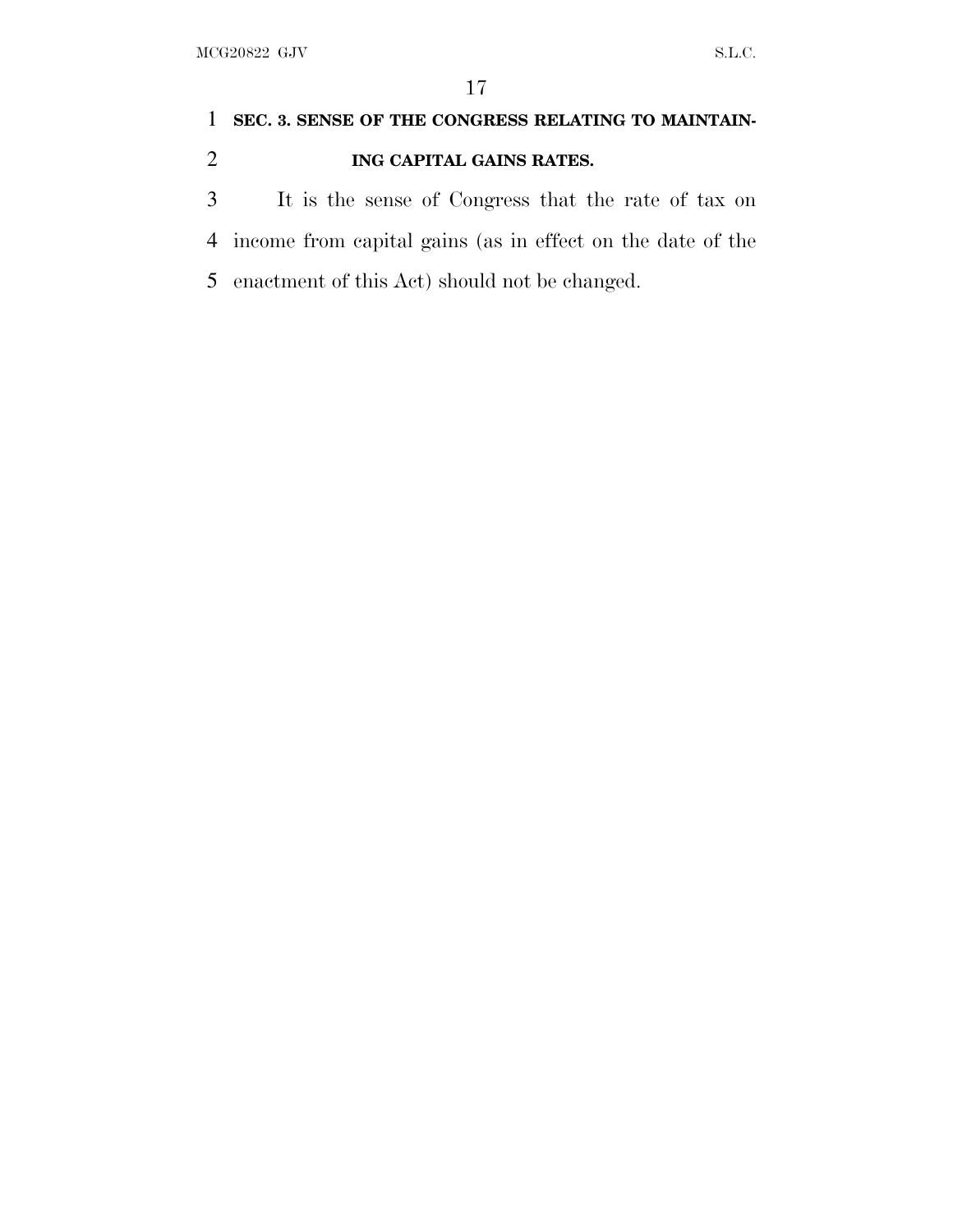## SEC. 3. SENSE OF THE CONGRESS RELATING TO MAINTAINING CAPITAL GAINS RATES.

It is the sense of Congress that the rate of tax on income from capital gains (as in effect on the date of the enactment of this Act) should not be changed.